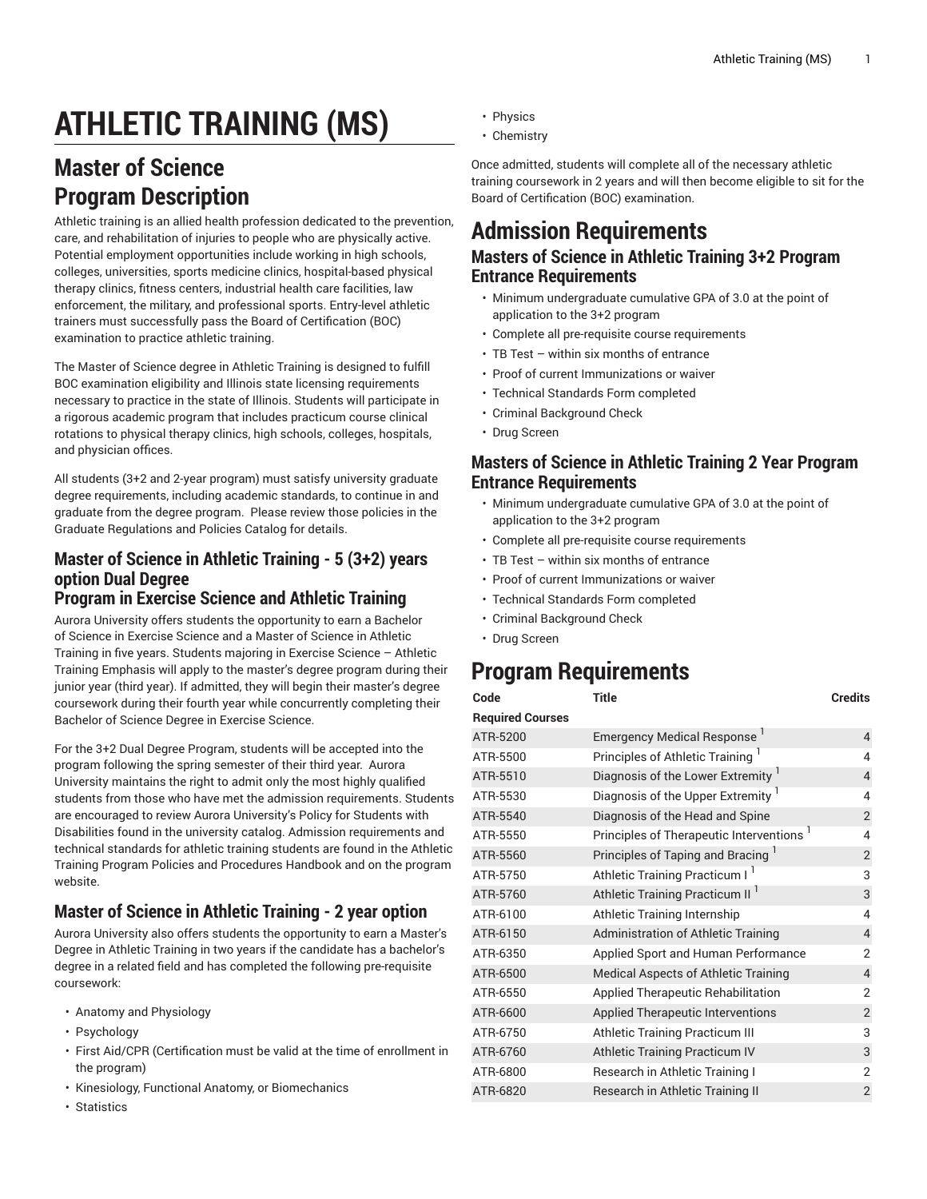# ATHLETIC TRAINING (MS)

## Master of Science Program Description

Athletic training is an allied health profession dedicated to the prevention, care, and rehabilitation of injuries to people who are physically active. Potential employment opportunities include working in high schools, colleges, universities, sports medicine clinics, hospital-based physical therapy clinics, fitness centers, industrial health care facilities, law enforcement, the military, and professional sports. Entry-level athletic trainers must successfully pass the Board of Certification (BOC) examination to practice athletic training.

The Master of Science degree in Athletic Training is designed to fulfill BOC examination eligibility and Illinois state licensing requirements necessary to practice in the state of Illinois. Students will participate in a rigorous academic program that includes practicum course clinical rotations to physical therapy clinics, high schools, colleges, hospitals, and physician offices.

All students (3+2 and 2-year program) must satisfy university graduate degree requirements, including academic standards, to continue in and graduate from the degree program.  Please review those policies in the Graduate Regulations and Policies Catalog for details.

### Master of Science in Athletic Training - 5 (3+2) years option Dual Degree Program in Exercise Science and Athletic Training

Aurora University offers students the opportunity to earn a Bachelor of Science in Exercise Science and a Master of Science in Athletic Training in five years. Students majoring in Exercise Science – Athletic Training Emphasis will apply to the master's degree program during their junior year (third year). If admitted, they will begin their master's degree coursework during their fourth year while concurrently completing their Bachelor of Science Degree in Exercise Science.

For the 3+2 Dual Degree Program, students will be accepted into the program following the spring semester of their third year.  Aurora University maintains the right to admit only the most highly qualified students from those who have met the admission requirements. Students are encouraged to review Aurora University's Policy for Students with Disabilities found in the university catalog. Admission requirements and technical standards for athletic training students are found in the Athletic Training Program Policies and Procedures Handbook and on the program website.

### Master of Science in Athletic Training - 2 year option

Aurora University also offers students the opportunity to earn a Master's Degree in Athletic Training in two years if the candidate has a bachelor's degree in a related field and has completed the following pre-requisite coursework:

- Anatomy and Physiology
- Psychology
- First Aid/CPR (Certification must be valid at the time of enrollment in the program)
- Kinesiology, Functional Anatomy, or Biomechanics
- Statistics
- Physics
- Chemistry

Once admitted, students will complete all of the necessary athletic training coursework in 2 years and will then become eligible to sit for the Board of Certification (BOC) examination.

## Admission Requirements

### Masters of Science in Athletic Training 3+2 Program Entrance Requirements

- Minimum undergraduate cumulative GPA of 3.0 at the point of application to the 3+2 program
- Complete all pre-requisite course requirements
- TB Test – within six months of entrance
- Proof of current Immunizations or waiver
- Technical Standards Form completed
- Criminal Background Check
- Drug Screen

### Masters of Science in Athletic Training 2 Year Program Entrance Requirements

- Minimum undergraduate cumulative GPA of 3.0 at the point of application to the 3+2 program
- Complete all pre-requisite course requirements
- TB Test – within six months of entrance
- Proof of current Immunizations or waiver
- Technical Standards Form completed
- Criminal Background Check
- Drug Screen

## Program Requirements

| Code | Title | Credits |
|---|---|---|
| **Required Courses** | | |
| ATR-5200 | Emergency Medical Response [1] | 4 |
| ATR-5500 | Principles of Athletic Training [1] | 4 |
| ATR-5510 | Diagnosis of the Lower Extremity [1] | 4 |
| ATR-5530 | Diagnosis of the Upper Extremity [1] | 4 |
| ATR-5540 | Diagnosis of the Head and Spine | 2 |
| ATR-5550 | Principles of Therapeutic Interventions [1] | 4 |
| ATR-5560 | Principles of Taping and Bracing [1] | 2 |
| ATR-5750 | Athletic Training Practicum I [1] | 3 |
| ATR-5760 | Athletic Training Practicum II [1] | 3 |
| ATR-6100 | Athletic Training Internship | 4 |
| ATR-6150 | Administration of Athletic Training | 4 |
| ATR-6350 | Applied Sport and Human Performance | 2 |
| ATR-6500 | Medical Aspects of Athletic Training | 4 |
| ATR-6550 | Applied Therapeutic Rehabilitation | 2 |
| ATR-6600 | Applied Therapeutic Interventions | 2 |
| ATR-6750 | Athletic Training Practicum III | 3 |
| ATR-6760 | Athletic Training Practicum IV | 3 |
| ATR-6800 | Research in Athletic Training I | 2 |
| ATR-6820 | Research in Athletic Training II | 2 |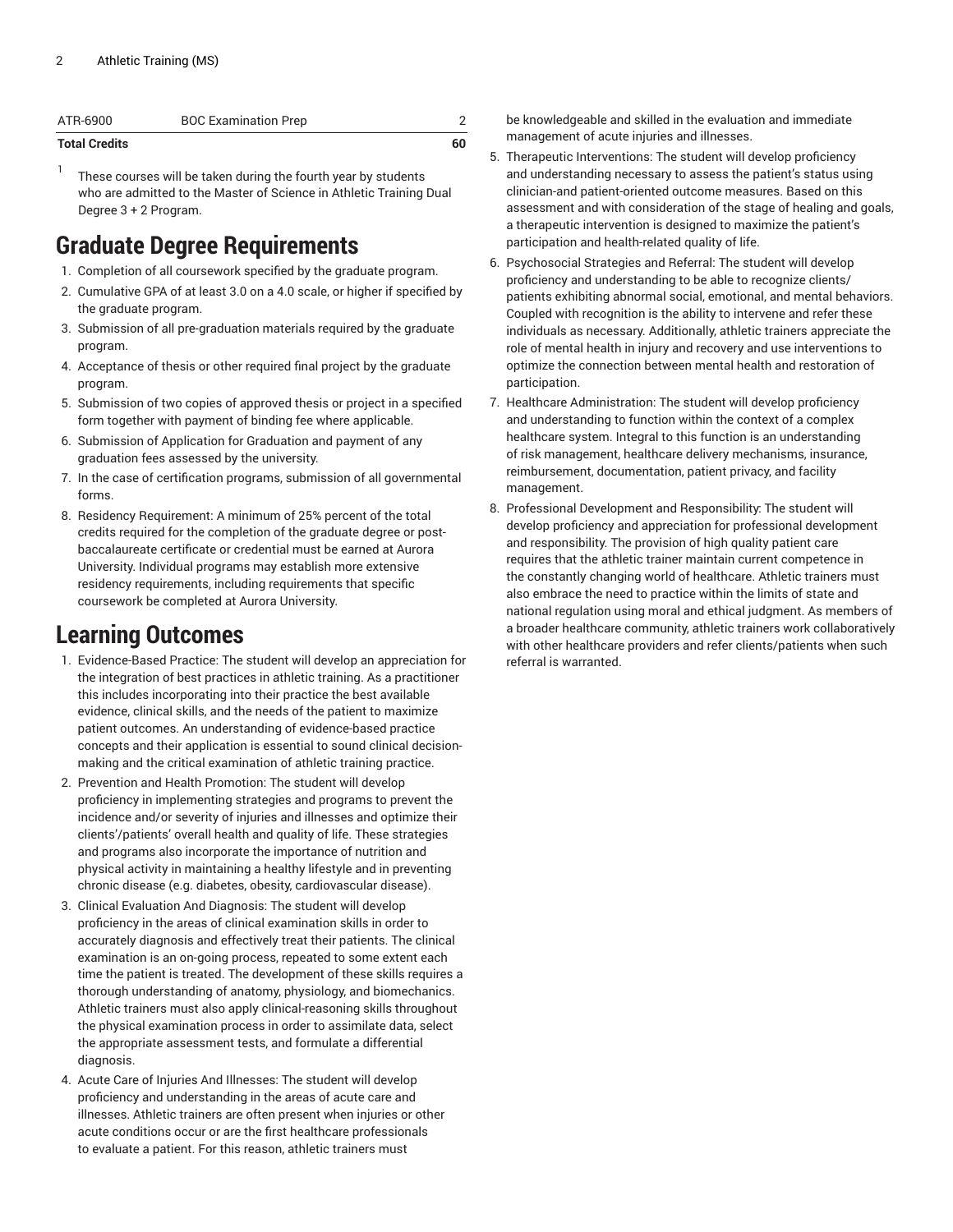| | | |
|---|---|---|
| ATR-6900 | BOC Examination Prep | 2 |
| **Total Credits** | | **60** |

[1] These courses will be taken during the fourth year by students who are admitted to the Master of Science in Athletic Training Dual Degree 3 + 2 Program.

# Graduate Degree Requirements

1. Completion of all coursework specified by the graduate program.
2. Cumulative GPA of at least 3.0 on a 4.0 scale, or higher if specified by the graduate program.
3. Submission of all pre-graduation materials required by the graduate program.
4. Acceptance of thesis or other required final project by the graduate program.
5. Submission of two copies of approved thesis or project in a specified form together with payment of binding fee where applicable.
6. Submission of Application for Graduation and payment of any graduation fees assessed by the university.
7. In the case of certification programs, submission of all governmental forms.
8. Residency Requirement: A minimum of 25% percent of the total credits required for the completion of the graduate degree or post-baccalaureate certificate or credential must be earned at Aurora University. Individual programs may establish more extensive residency requirements, including requirements that specific coursework be completed at Aurora University.

# Learning Outcomes

1. Evidence-Based Practice: The student will develop an appreciation for the integration of best practices in athletic training. As a practitioner this includes incorporating into their practice the best available evidence, clinical skills, and the needs of the patient to maximize patient outcomes. An understanding of evidence-based practice concepts and their application is essential to sound clinical decision-making and the critical examination of athletic training practice.
2. Prevention and Health Promotion: The student will develop proficiency in implementing strategies and programs to prevent the incidence and/or severity of injuries and illnesses and optimize their clients'/patients' overall health and quality of life. These strategies and programs also incorporate the importance of nutrition and physical activity in maintaining a healthy lifestyle and in preventing chronic disease (e.g. diabetes, obesity, cardiovascular disease).
3. Clinical Evaluation And Diagnosis: The student will develop proficiency in the areas of clinical examination skills in order to accurately diagnosis and effectively treat their patients. The clinical examination is an on-going process, repeated to some extent each time the patient is treated. The development of these skills requires a thorough understanding of anatomy, physiology, and biomechanics. Athletic trainers must also apply clinical-reasoning skills throughout the physical examination process in order to assimilate data, select the appropriate assessment tests, and formulate a differential diagnosis.
4. Acute Care of Injuries And Illnesses: The student will develop proficiency and understanding in the areas of acute care and illnesses. Athletic trainers are often present when injuries or other acute conditions occur or are the first healthcare professionals to evaluate a patient. For this reason, athletic trainers must be knowledgeable and skilled in the evaluation and immediate management of acute injuries and illnesses.
5. Therapeutic Interventions: The student will develop proficiency and understanding necessary to assess the patient's status using clinician-and patient-oriented outcome measures. Based on this assessment and with consideration of the stage of healing and goals, a therapeutic intervention is designed to maximize the patient's participation and health-related quality of life.
6. Psychosocial Strategies and Referral: The student will develop proficiency and understanding to be able to recognize clients/patients exhibiting abnormal social, emotional, and mental behaviors. Coupled with recognition is the ability to intervene and refer these individuals as necessary. Additionally, athletic trainers appreciate the role of mental health in injury and recovery and use interventions to optimize the connection between mental health and restoration of participation.
7. Healthcare Administration: The student will develop proficiency and understanding to function within the context of a complex healthcare system. Integral to this function is an understanding of risk management, healthcare delivery mechanisms, insurance, reimbursement, documentation, patient privacy, and facility management.
8. Professional Development and Responsibility: The student will develop proficiency and appreciation for professional development and responsibility. The provision of high quality patient care requires that the athletic trainer maintain current competence in the constantly changing world of healthcare. Athletic trainers must also embrace the need to practice within the limits of state and national regulation using moral and ethical judgment. As members of a broader healthcare community, athletic trainers work collaboratively with other healthcare providers and refer clients/patients when such referral is warranted.